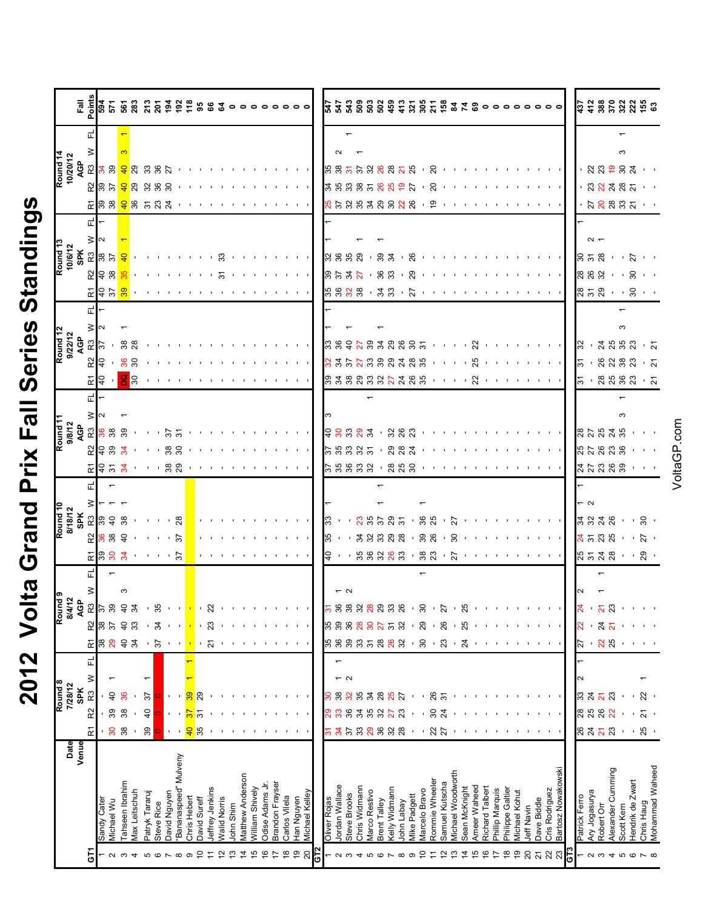# 2012 Volta Grand Prix Fall Series Standings

| | Date / Venue | Round 8 7/28/12 SPK | | | | | Round 9 8/4/12 AGP | | | | | Round 10 8/18/12 SPK | | | | | Round 11 9/8/12 AGP | | | | | Round 12 9/22/12 AGP | | | | | Round 13 10/6/12 SPK | | | | | Round 14 10/20/12 AGP | | | | | Fall Points |
|---|---|---|---|---|---|---|---|---|---|---|---|---|---|---|---|---|---|---|---|---|---|---|---|---|---|---|---|---|---|---|---|---|---|---|---|---|---|
| | | R1 | R2 | R3 | W | FL | R1 | R2 | R3 | W | FL | R1 | R2 | R3 | W | FL | R1 | R2 | R3 | W | FL | R1 | R2 | R3 | W | FL | R1 | R2 | R3 | W | FL | R1 | R2 | R3 | W | FL | |
| **GT1** | | | | | | | | | | | | | | | | | | | | | | | | | | | | | | | | | | | | | |
| 1 | Sandy Cater | - | - | - | | | 38 | 38 | 37 | | | 39 | 36 | 39 | 1 | | 40 | 40 | 36 | 2 | 1 | 40 | 40 | 37 | 2 | 1 | 40 | 40 | 38 | 2 | 1 | 39 | 39 | 34 | | | 594 |
| 2 | Michael Wu | 30 | 39 | 40 | 1 | | 29 | 37 | 39 | | 1 | 30 | 38 | 40 | 1 | 1 | 31 | 39 | 38 | | | - | - | - | | | 37 | 38 | 37 | | | 38 | 37 | 39 | | | 571 |
| 3 | Tahseen Ibrahim | 38 | 38 | 36 | | | 40 | 40 | 40 | 3 | | 34 | 40 | 38 | 1 | | 34 | 34 | 39 | 1 | | DQ | 36 | 38 | 1 | | 39 | 35 | 40 | 1 | | 40 | 40 | 40 | 3 | 1 | 561 |
| 4 | Max Leitschuh | - | - | - | | | 34 | 33 | 34 | | | - | - | - | | | - | - | - | | | 30 | 30 | 28 | | | - | - | - | | | 36 | 29 | 29 | | | 283 |
| 5 | Patryk Tararuj | 39 | 40 | 37 | 1 | | - | - | - | | | - | - | - | | | - | - | - | | | - | - | - | | | - | - | - | | | 31 | 32 | 33 | | | 213 |
| 6 | Steve Rice | 0 | 0 | 0 | | | 37 | 34 | 35 | | | - | - | - | | | - | - | - | | | - | - | - | | | - | - | - | | | 23 | 36 | 36 | | | 201 |
| 7 | David Nguyen | - | - | - | | | - | - | - | | | - | - | - | | | 38 | 38 | 37 | | | - | - | - | | | - | - | - | | | 24 | 30 | 27 | | | 194 |
| 8 | "Bananaspeed" Mulveny | - | - | - | | | - | - | - | | | 37 | 37 | 28 | | | 29 | 30 | 31 | | | - | - | - | | | - | - | - | | | - | - | - | | | 192 |
| 9 | Chris Hebert | 40 | 37 | 39 | 1 | 1 | - | - | - | | | - | - | - | | | - | - | - | | | - | - | - | | | - | - | - | | | - | - | - | | | 118 |
| 10 | David Sureff | 35 | 31 | 29 | | | - | - | - | | | - | - | - | | | - | - | - | | | - | - | - | | | - | - | - | | | - | - | - | | | 95 |
| 11 | Jeffrey Jenkins | - | - | - | | | 21 | 23 | 22 | | | - | - | - | | | - | - | - | | | - | - | - | | | - | - | - | | | - | - | - | | | 66 |
| 12 | Walid Norris | - | - | - | | | - | - | - | | | - | - | - | | | - | - | - | | | - | - | - | | | - | 31 | 33 | | | - | - | - | | | 64 |
| 13 | John Shim | - | - | - | | | - | - | - | | | - | - | - | | | - | - | - | | | - | - | - | | | - | - | - | | | - | - | - | | | 0 |
| 14 | Matthew Anderson | - | - | - | | | - | - | - | | | - | - | - | | | - | - | - | | | - | - | - | | | - | - | - | | | - | - | - | | | 0 |
| 15 | William Shively | - | - | - | | | - | - | - | | | - | - | - | | | - | - | - | | | - | - | - | | | - | - | - | | | - | - | - | | | 0 |
| 16 | Odise Adams Jr. | - | - | - | | | - | - | - | | | - | - | - | | | - | - | - | | | - | - | - | | | - | - | - | | | - | - | - | | | 0 |
| 17 | Brandon Frayser | - | - | - | | | - | - | - | | | - | - | - | | | - | - | - | | | - | - | - | | | - | - | - | | | - | - | - | | | 0 |
| 18 | Carlos Vilela | - | - | - | | | - | - | - | | | - | - | - | | | - | - | - | | | - | - | - | | | - | - | - | | | - | - | - | | | 0 |
| 19 | Han Nguyen | - | - | - | | | - | - | - | | | - | - | - | | | - | - | - | | | - | - | - | | | - | - | - | | | - | - | - | | | 0 |
| 20 | Michael Kelley | - | - | - | | | - | - | - | | | - | - | - | | | - | - | - | | | - | - | - | | | - | - | - | | | - | - | - | | | 0 |
| **GT2** | | | | | | | | | | | | | | | | | | | | | | | | | | | | | | | | | | | | | |
| 1 | Oliver Rojas | 31 | 29 | 30 | | 1 | 35 | 35 | 31 | | | 40 | 35 | 33 | 1 | | 37 | 37 | 40 | 3 | | 39 | 32 | 33 | 1 | 1 | 35 | 39 | 32 | | 1 | 25 | 34 | 35 | | | 547 |
| 2 | Jordan Wallace | 34 | 33 | 38 | 1 | | 36 | 39 | 36 | 1 | | - | - | - | | | 35 | 35 | 30 | | | 34 | 34 | 36 | | | 36 | 37 | 36 | | | 37 | 35 | 38 | 2 | | 547 |
| 3 | Steve Brooks | 37 | 36 | 38 | 2 | | 39 | 36 | 38 | 2 | | - | - | - | | | 36 | 33 | 33 | | | 38 | 37 | 40 | 1 | | 32 | 34 | 35 | | | 32 | 33 | 31 | | 1 | 543 |
| 4 | Chris Widmann | 33 | 34 | 35 | | | 33 | 28 | 32 | | | 35 | 34 | 23 | | | 33 | 32 | 29 | | | 29 | 27 | 27 | | | 38 | 27 | 29 | 1 | | 35 | 38 | 37 | 1 | | 509 |
| 5 | Marco Restivo | 29 | 35 | 30 | | | 31 | 30 | 28 | | | 36 | 32 | 35 | | | 32 | 31 | 34 | | 1 | 33 | 33 | 39 | | | - | - | - | | | 34 | 31 | 32 | | | 503 |
| 6 | Brent Talley | 36 | 32 | 28 | | | 28 | 27 | 29 | | | 32 | 33 | 37 | 1 | 1 | - | - | - | | | 32 | 39 | 34 | 1 | | 34 | 36 | 39 | 1 | | 29 | 26 | 26 | | | 502 |
| 7 | Kelly Widmann | 32 | 27 | 25 | | | 26 | 31 | 33 | | | 26 | 29 | 29 | | | 28 | 29 | 32 | | | 27 | 29 | 29 | | | 33 | 33 | 34 | | | 30 | 25 | 28 | | | 459 |
| 8 | John Labay | 28 | 23 | 27 | | | 32 | 32 | 26 | | | 33 | 28 | 31 | | | 25 | 28 | 26 | | | 24 | 24 | 26 | | | - | - | - | | | 22 | 19 | 21 | | | 413 |
| 9 | Mike Padgett | - | - | - | | | - | - | - | | | - | - | - | | | 30 | 24 | 23 | | | 26 | 28 | 30 | | | 27 | 29 | 26 | | | 26 | 27 | 25 | | | 321 |
| 10 | Marcelo Bravo | - | - | - | | | 30 | 29 | 30 | | 1 | 38 | 39 | 36 | 1 | | - | - | - | | | 35 | 35 | 31 | | | - | - | - | | | - | - | - | | | 305 |
| 11 | Rommie Wheeler | 22 | 30 | 26 | | | - | - | - | | | 23 | 26 | 25 | | | - | - | - | | | - | - | - | | | - | - | - | | | 19 | 20 | 20 | | | 211 |
| 12 | Samuel Kutscha | 27 | 24 | 31 | | | 23 | 26 | 27 | | | - | - | - | | | - | - | - | | | - | - | - | | | - | - | - | | | - | - | - | | | 158 |
| 13 | Michael Woodworth | - | - | - | | | - | - | - | | | 27 | 30 | 27 | | | - | - | - | | | - | - | - | | | - | - | - | | | - | - | - | | | 84 |
| 14 | Sean McKnight | - | - | - | | | 24 | 25 | 25 | | | - | - | - | | | - | - | - | | | - | - | - | | | - | - | - | | | - | - | - | | | 74 |
| 15 | Ameer Waheed | - | - | - | | | - | - | - | | | - | - | - | | | - | - | - | | | 22 | 25 | 22 | | | - | - | - | | | - | - | - | | | 69 |
| 16 | Richard Talbert | - | - | - | | | - | - | - | | | - | - | - | | | - | - | - | | | - | - | - | | | - | - | - | | | - | - | - | | | 0 |
| 17 | Phillip Marquis | - | - | - | | | - | - | - | | | - | - | - | | | - | - | - | | | - | - | - | | | - | - | - | | | - | - | - | | | 0 |
| 18 | Philippe Galtier | - | - | - | | | - | - | - | | | - | - | - | | | - | - | - | | | - | - | - | | | - | - | - | | | - | - | - | | | 0 |
| 19 | Michael Kohut | - | - | - | | | - | - | - | | | - | - | - | | | - | - | - | | | - | - | - | | | - | - | - | | | - | - | - | | | 0 |
| 20 | Jeff Navin | - | - | - | | | - | - | - | | | - | - | - | | | - | - | - | | | - | - | - | | | - | - | - | | | - | - | - | | | 0 |
| 21 | Dave Biddle | - | - | - | | | - | - | - | | | - | - | - | | | - | - | - | | | - | - | - | | | - | - | - | | | - | - | - | | | 0 |
| 22 | Cris Rodriguez | - | - | - | | | - | - | - | | | - | - | - | | | - | - | - | | | - | - | - | | | - | - | - | | | - | - | - | | | 0 |
| 23 | Bartosz Nowakowski | - | - | - | | | - | - | - | | | - | - | - | | | - | - | - | | | - | - | - | | | - | - | - | | | - | - | - | | | 0 |
| **GT3** | | | | | | | | | | | | | | | | | | | | | | | | | | | | | | | | | | | | | |
| 1 | Patrick Ferro | 26 | 28 | 33 | 2 | 1 | 27 | 22 | 24 | 2 | | 25 | 24 | 34 | 1 | 1 | 24 | 25 | 28 | | | 31 | 31 | 32 | | | 28 | 28 | 30 | | 1 | - | - | - | | | 437 |
| 2 | Ary Jogasurya | 24 | 25 | 24 | | | - | - | - | | | 31 | 31 | 32 | 2 | | 27 | 27 | 27 | | | - | - | - | | | 31 | 26 | 31 | 2 | | 27 | 23 | 22 | | | 412 |
| 3 | Robert Orr | 21 | 26 | 21 | | | 22 | 24 | 21 | 1 | | 24 | 23 | 24 | | | 23 | 26 | 25 | | | 28 | 26 | 24 | | | 29 | 32 | 28 | 1 | | 20 | 22 | 23 | | | 388 |
| 4 | Alexander Cumming | 23 | 22 | 23 | | | 25 | 21 | 23 | | 1 | 28 | 25 | 26 | | | 26 | 23 | 24 | | | 25 | 22 | 25 | | | - | - | - | | | 28 | 24 | 19 | | | 370 |
| 5 | Scott Kern | - | - | - | | | - | - | - | | | - | - | - | | | 39 | 36 | 35 | 3 | 1 | 36 | 38 | 35 | 3 | 1 | - | - | - | | | 33 | 28 | 30 | 3 | 1 | 322 |
| 6 | Hendrik de Zwart | - | - | - | | | - | - | - | | | - | - | - | | | - | - | - | | | 23 | 23 | 23 | | | 30 | 30 | 27 | | | 21 | 21 | 24 | | | 222 |
| 7 | Chris Haug | 25 | 21 | 22 | 1 | | - | - | - | | | 29 | 27 | 30 | | | - | - | - | | | - | - | - | | | - | - | - | | | - | - | - | | | 155 |
| 8 | Mohammad Waheed | - | - | - | | | - | - | - | | | - | - | - | | | - | - | - | | | 21 | 21 | 21 | | | - | - | - | | | - | - | - | | | 63 |

VoltaGP.com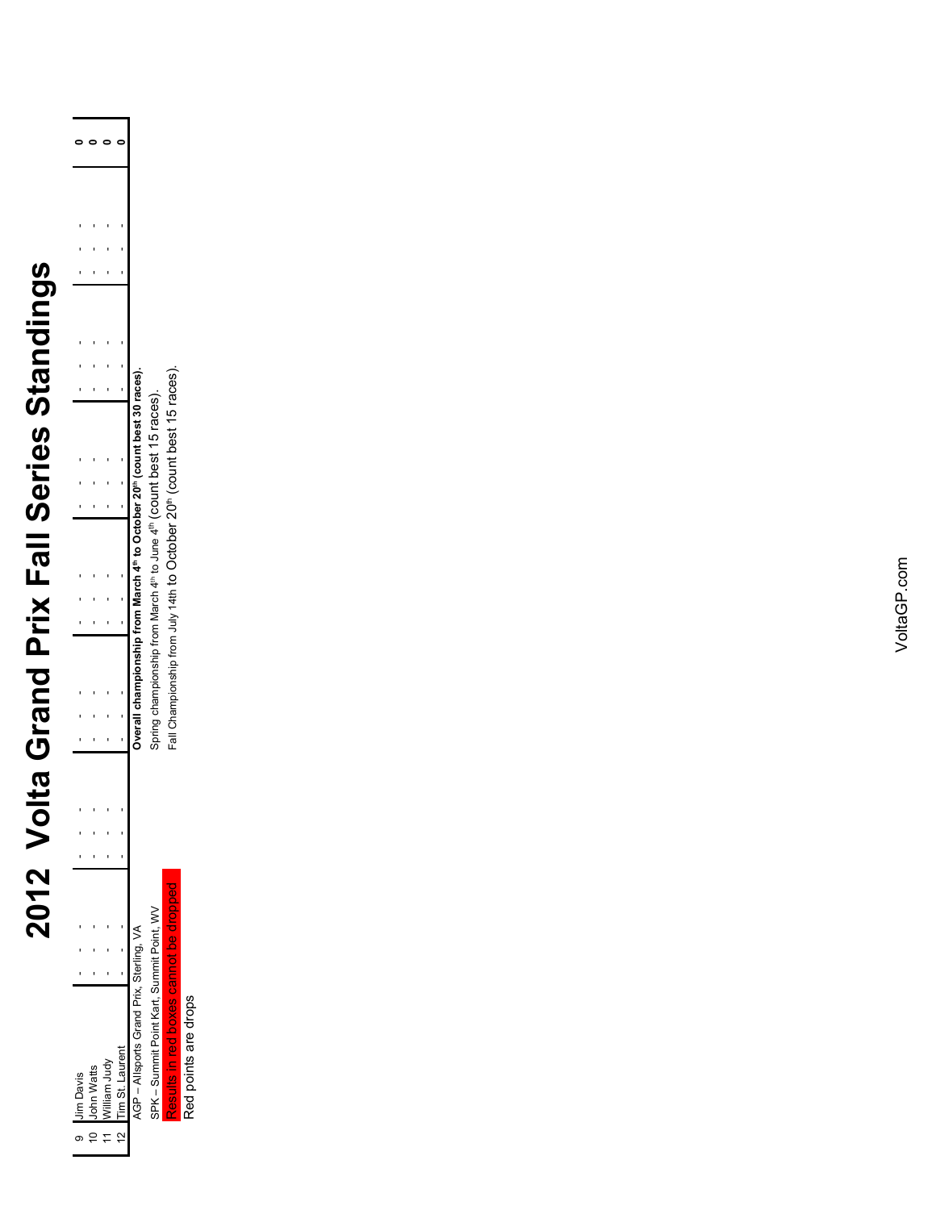# 2012 Volta Grand Prix Fall Series Standings

| | | | | | | | | | | |
|---|---|---|---|---|---|---|---|---|---|---|
| 9 | Jim Davis | - - | - - | - - | - - | - - | - - | - - | - - | 0 |
| 10 | John Watts | - - | - - | - - | - - | - - | - - | - - | - - | 0 |
| 11 | William Judy | - - | - - | - - | - - | - - | - - | - - | - - | 0 |
| 12 | Tim St. Laurent | - - | - - | - - | - - | - - | - - | - - | - - | 0 |

AGP – Allsports Grand Prix, Sterling, VA

SPK – Summit Point Kart, Summit Point, WV

Results in red boxes cannot be dropped

Red points are drops

**Overall championship from March 4th to October 20th (count best 30 races).**

Spring championship from March 4th to June 4th (count best 15 races).

Fall Championship from July 14th to October 20th (count best 15 races).

VoltaGP.com